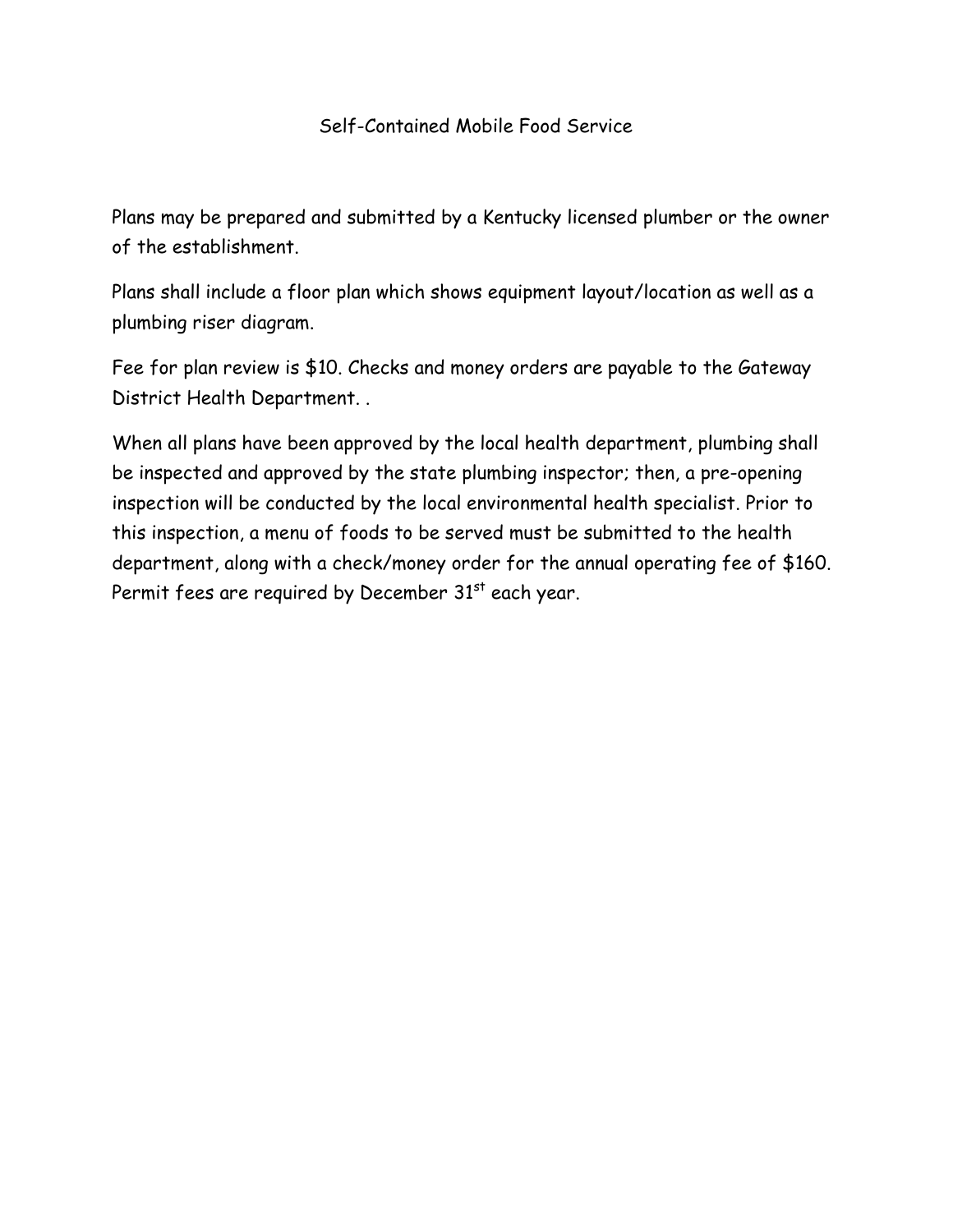# Self-Contained Mobile Food Service

Plans may be prepared and submitted by a Kentucky licensed plumber or the owner of the establishment.

Plans shall include a floor plan which shows equipment layout/location as well as a plumbing riser diagram.

Fee for plan review is $10. Checks and money orders are payable to the Gateway District Health Department. .

When all plans have been approved by the local health department, plumbing shall be inspected and approved by the state plumbing inspector; then, a pre-opening inspection will be conducted by the local environmental health specialist. Prior to this inspection, a menu of foods to be served must be submitted to the health department, along with a check/money order for the annual operating fee of $160. Permit fees are required by December 31st each year.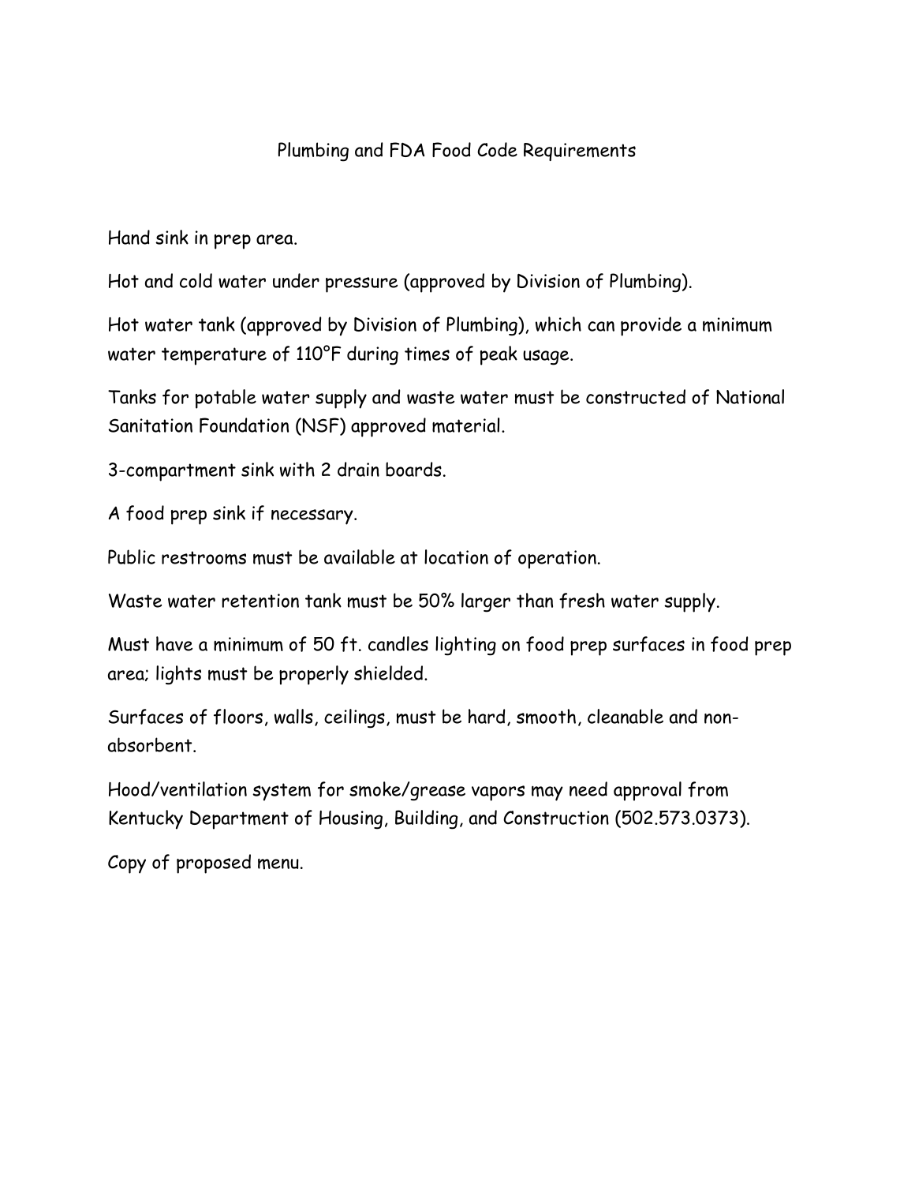# Plumbing and FDA Food Code Requirements

Hand sink in prep area.

Hot and cold water under pressure (approved by Division of Plumbing).

Hot water tank (approved by Division of Plumbing), which can provide a minimum water temperature of 110°F during times of peak usage.

Tanks for potable water supply and waste water must be constructed of National Sanitation Foundation (NSF) approved material.

3-compartment sink with 2 drain boards.

A food prep sink if necessary.

Public restrooms must be available at location of operation.

Waste water retention tank must be 50% larger than fresh water supply.

Must have a minimum of 50 ft. candles lighting on food prep surfaces in food prep area; lights must be properly shielded.

Surfaces of floors, walls, ceilings, must be hard, smooth, cleanable and non-absorbent.

Hood/ventilation system for smoke/grease vapors may need approval from Kentucky Department of Housing, Building, and Construction (502.573.0373).

Copy of proposed menu.